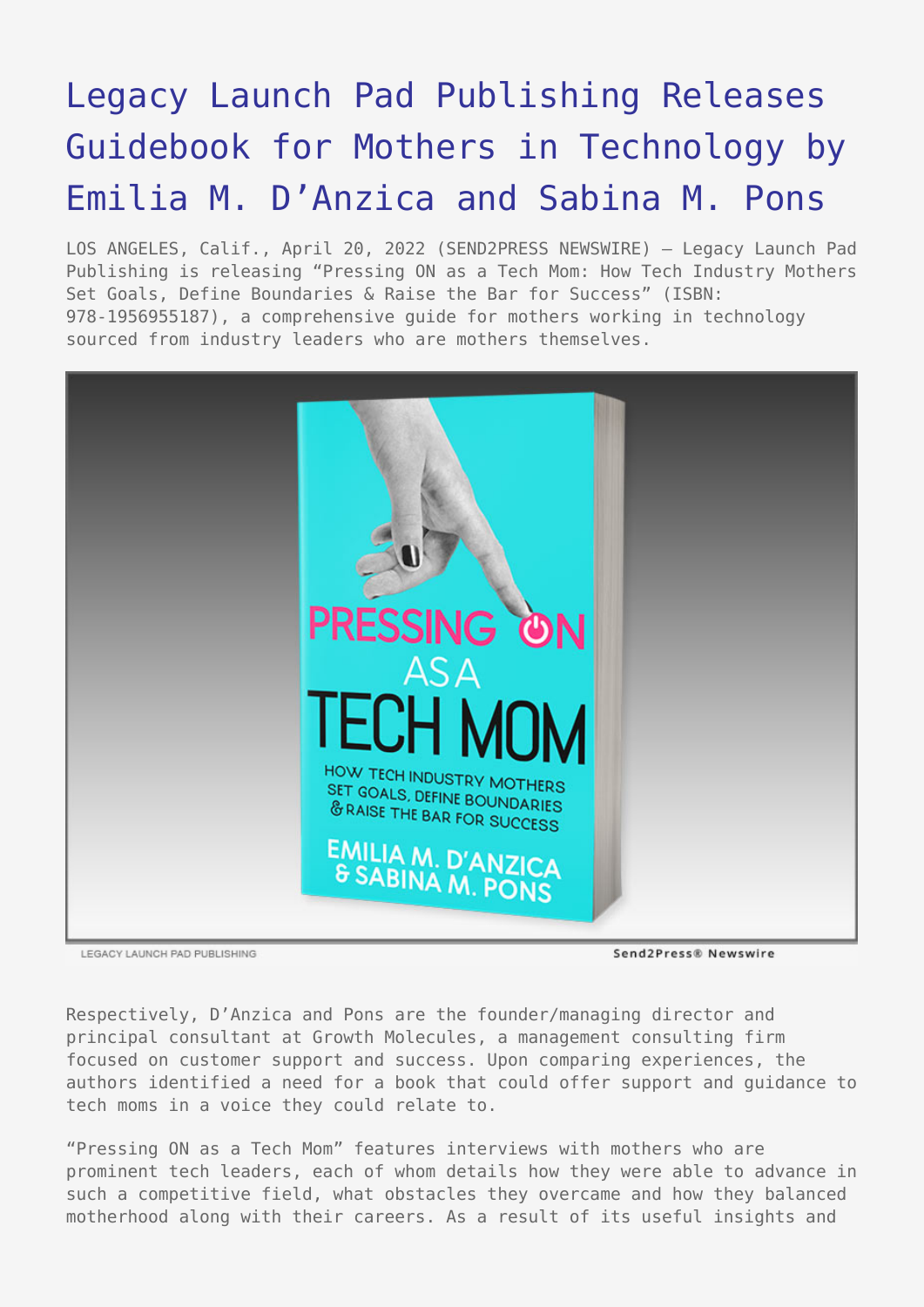# Legacy Launch Pad Publishing Releases Guidebook for Mothers in Technology by Emilia M. D'Anzica and Sabina M. Pons

LOS ANGELES, Calif., April 20, 2022 (SEND2PRESS NEWSWIRE) — Legacy Launch Pad Publishing is releasing "Pressing ON as a Tech Mom: How Tech Industry Mothers Set Goals, Define Boundaries & Raise the Bar for Success" (ISBN: 978-1956955187), a comprehensive guide for mothers working in technology sourced from industry leaders who are mothers themselves.

LEGACY LAUNCH PAD PUBLISHING

Send2Press® Newswire

Respectively, D'Anzica and Pons are the founder/managing director and principal consultant at Growth Molecules, a management consulting firm focused on customer support and success. Upon comparing experiences, the authors identified a need for a book that could offer support and guidance to tech moms in a voice they could relate to.

"Pressing ON as a Tech Mom" features interviews with mothers who are prominent tech leaders, each of whom details how they were able to advance in such a competitive field, what obstacles they overcame and how they balanced motherhood along with their careers. As a result of its useful insights and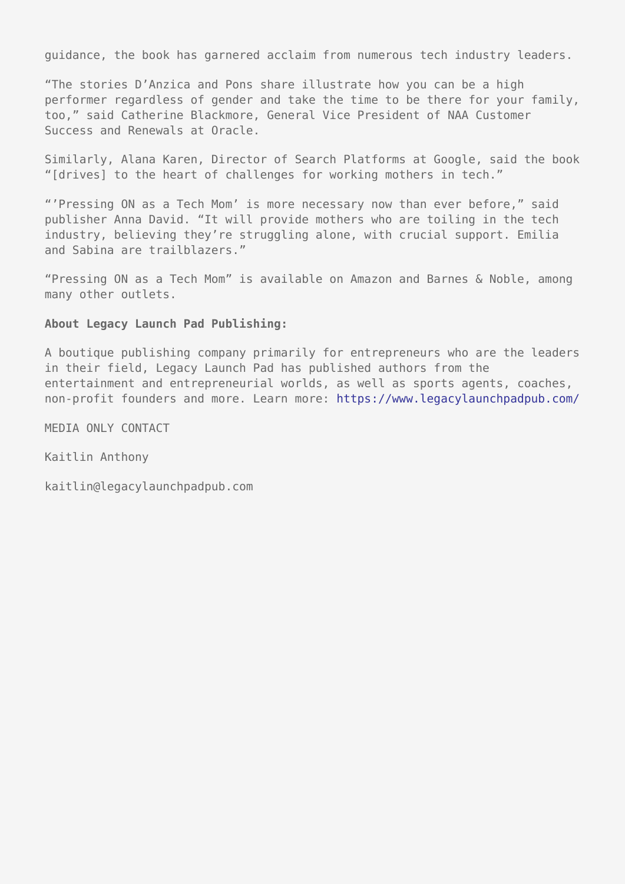guidance, the book has garnered acclaim from numerous tech industry leaders.

“The stories D’Anzica and Pons share illustrate how you can be a high performer regardless of gender and take the time to be there for your family, too,” said Catherine Blackmore, General Vice President of NAA Customer Success and Renewals at Oracle.

Similarly, Alana Karen, Director of Search Platforms at Google, said the book “[drives] to the heart of challenges for working mothers in tech.”

“’Pressing ON as a Tech Mom’ is more necessary now than ever before,” said publisher Anna David. “It will provide mothers who are toiling in the tech industry, believing they’re struggling alone, with crucial support. Emilia and Sabina are trailblazers.”

“Pressing ON as a Tech Mom” is available on Amazon and Barnes & Noble, among many other outlets.

**About Legacy Launch Pad Publishing:**

A boutique publishing company primarily for entrepreneurs who are the leaders in their field, Legacy Launch Pad has published authors from the entertainment and entrepreneurial worlds, as well as sports agents, coaches, non-profit founders and more. Learn more: https://www.legacylaunchpadpub.com/

MEDIA ONLY CONTACT

Kaitlin Anthony

kaitlin@legacylaunchpadpub.com